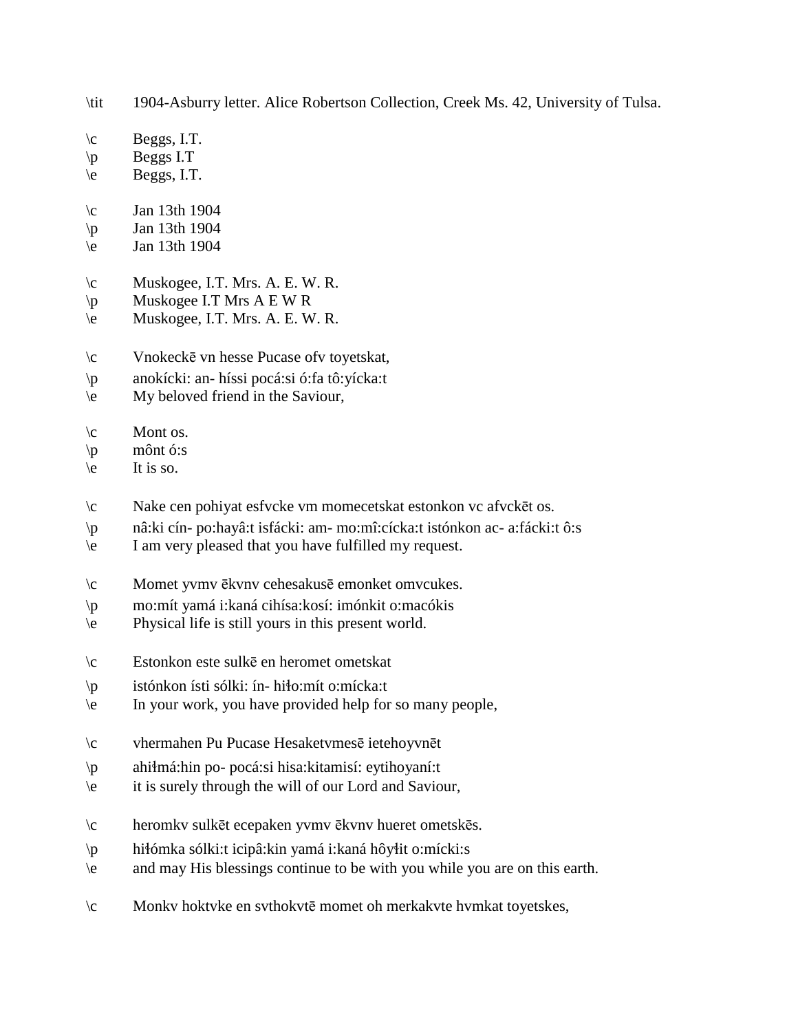\tit	1904-Asburry letter. Alice Robertson Collection, Creek Ms. 42, University of Tulsa.

\c	Beggs, I.T.
\p	Beggs I.T
\e	Beggs, I.T.

\c	Jan 13th 1904
\p	Jan 13th 1904
\e	Jan 13th 1904

\c	Muskogee, I.T. Mrs. A. E. W. R.
\p	Muskogee I.T Mrs A E W R
\e	Muskogee, I.T. Mrs. A. E. W. R.

\c	Vnokeckē vn hesse Pucase ofv toyetskat,
\p	anokícki: an- híssi pocá:si ó:fa tô:yícka:t
\e	My beloved friend in the Saviour,

\c	Mont os.
\p	mônt ó:s
\e	It is so.

\c	Nake cen pohiyat esfvcke vm momecetskat estonkon vc afvckēt os.
\p	nâ:ki cín- po:hayâ:t isfácki: am- mo:mî:cícka:t istónkon ac- a:fácki:t ô:s
\e	I am very pleased that you have fulfilled my request.

\c	Momet yvmv ēkvnv cehesakusē emonket omvcukes.
\p	mo:mít yamá i:kaná cihísa:kosí: imónkit o:macókis
\e	Physical life is still yours in this present world.

\c	Estonkon este sulkē en heromet ometskat
\p	istónkon ísti sólki: ín- hiło:mít o:mícka:t
\e	In your work, you have provided help for so many people,

\c	vhermahen Pu Pucase Hesaketvmesē ietehoyvnēt
\p	ahiłmá:hin po- pocá:si hisa:kitamisí: eytihoyaní:t
\e	it is surely through the will of our Lord and Saviour,

\c	heromkv sulkēt ecepaken yvmv ēkvnv hueret ometskēs.
\p	hiłómka sólki:t icipâ:kin yamá i:kaná hôył:it o:mícki:s
\e	and may His blessings continue to be with you while you are on this earth.

\c	Monkv hoktvke en svthokvtē momet oh merkakvte hvmkat toyetskes,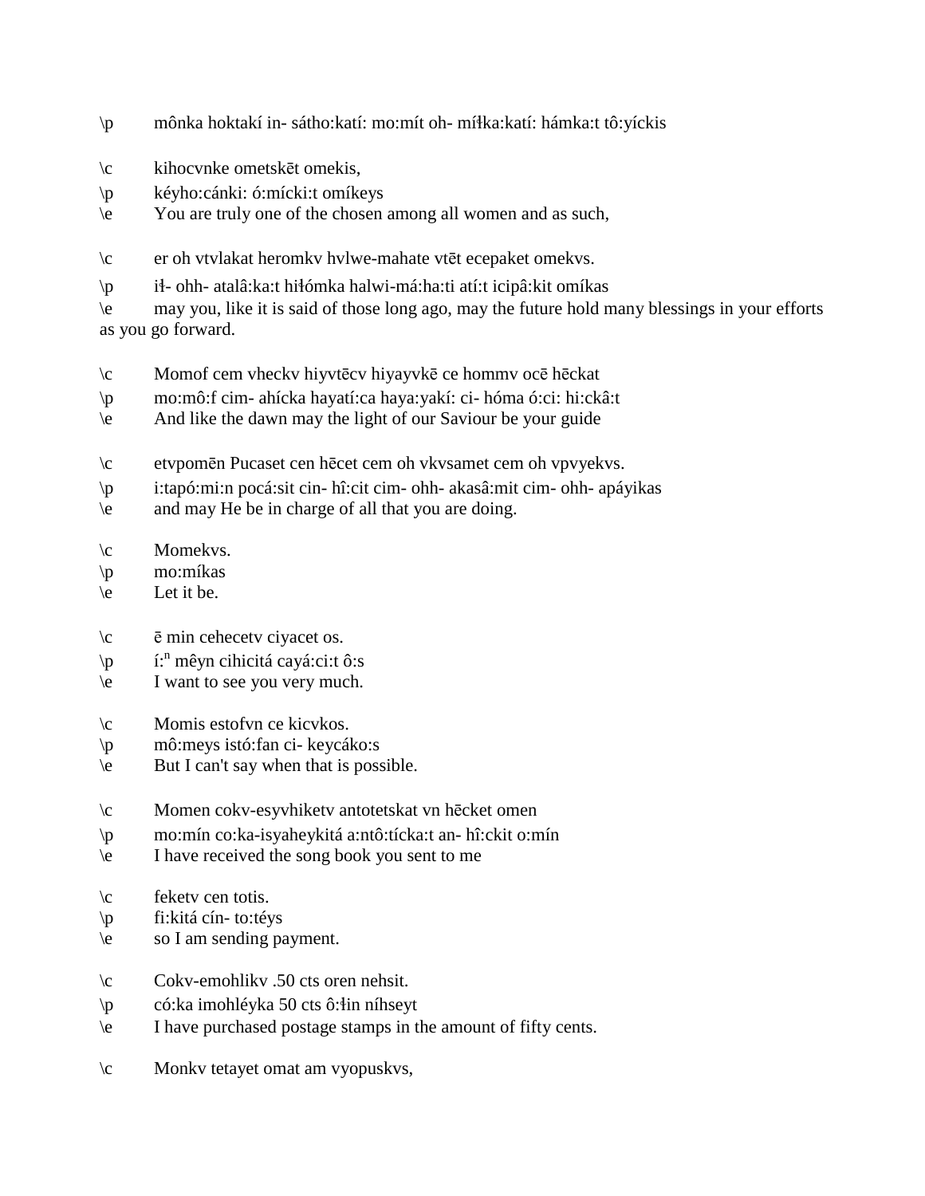\p	mônka hoktakí in- sátho:katí: mo:mít oh- míɬka:katí: hámka:t tô:yíckis

\c	kihocvnke ometskēt omekis,
\p	kéyho:cánki: ó:mícki:t omíkeys
\e	You are truly one of the chosen among all women and as such,

\c	er oh vtvlakat heromkv hvlwe-mahate vtēt ecepaket omekvs.
\p	iɬ- ohh- atalâ:ka:t hiɬómka halwi-má:ha:ti atí:t icipâ:kit omíkas
\e	may you, like it is said of those long ago, may the future hold many blessings in your efforts as you go forward.

\c	Momof cem vheckv hiyvtēcv hiyayvkē ce hommv ocē hēckat
\p	mo:mô:f cim- ahícka hayatí:ca haya:yakí: ci- hóma ó:ci: hi:ckâ:t
\e	And like the dawn may the light of our Saviour be your guide

\c	etvpomēn Pucaset cen hēcet cem oh vkvsamet cem oh vpvyekvs.
\p	i:tapó:mi:n pocá:sit cin- hî:cit cim- ohh- akasâ:mit cim- ohh- apáyikas
\e	and may He be in charge of all that you are doing.

\c	Momekvs.
\p	mo:míkas
\e	Let it be.

\c	ē min cehecetv ciyacet os.
\p	í:ⁿ mêyn cihicitá cayá:ci:t ô:s
\e	I want to see you very much.

\c	Momis estofvn ce kicvkos.
\p	mô:meys istó:fan ci- keycáko:s
\e	But I can't say when that is possible.

\c	Momen cokv-esyvhiketv antotetskat vn hēcket omen
\p	mo:mín co:ka-isyaheykitá a:ntô:tícka:t an- hî:ckit o:mín
\e	I have received the song book you sent to me

\c	feketv cen totis.
\p	fi:kitá cín- to:téys
\e	so I am sending payment.

\c	Cokv-emohlikv .50 cts oren nehsit.
\p	có:ka imohléyka 50 cts ô:ɬin níhseyt
\e	I have purchased postage stamps in the amount of fifty cents.

\c	Monkv tetayet omat am vyopuskvs,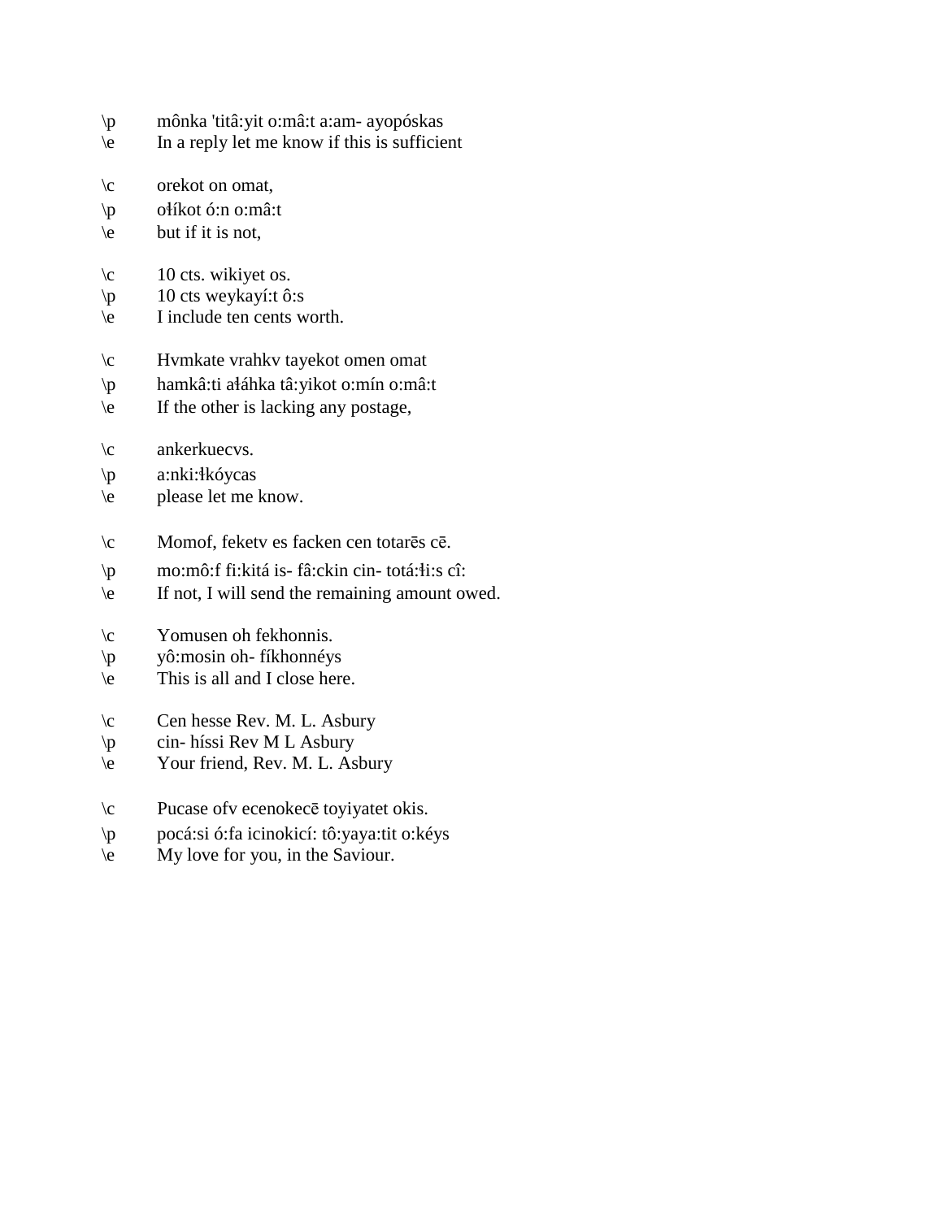\p	mônka 'titâ:yit o:mâ:t a:am- ayopóskas
\e	In a reply let me know if this is sufficient

\c	orekot on omat,
\p	ołíkot ó:n o:mâ:t
\e	but if it is not,

\c	10 cts. wikiyet os.
\p	10 cts weykayí:t ô:s
\e	I include ten cents worth.

\c	Hvmkate vrahkv tayekot omen omat
\p	hamkâ:ti ałáhka tâ:yikot o:mín o:mâ:t
\e	If the other is lacking any postage,

\c	ankerkuecvs.
\p	a:nki:łkóycas
\e	please let me know.

\c	Momof, feketv es facken cen totarēs cē.
\p	mo:mô:f fi:kitá is- fâ:ckin cin- totá:łi:s cî:
\e	If not, I will send the remaining amount owed.

\c	Yomusen oh fekhonnis.
\p	yô:mosin oh- fíkhonnéys
\e	This is all and I close here.

\c	Cen hesse Rev. M. L. Asbury
\p	cin- híssi Rev M L Asbury
\e	Your friend, Rev. M. L. Asbury

\c	Pucase ofv ecenokecē toyiyatet okis.
\p	pocá:si ó:fa icinokicí: tô:yaya:tit o:kéys
\e	My love for you, in the Saviour.